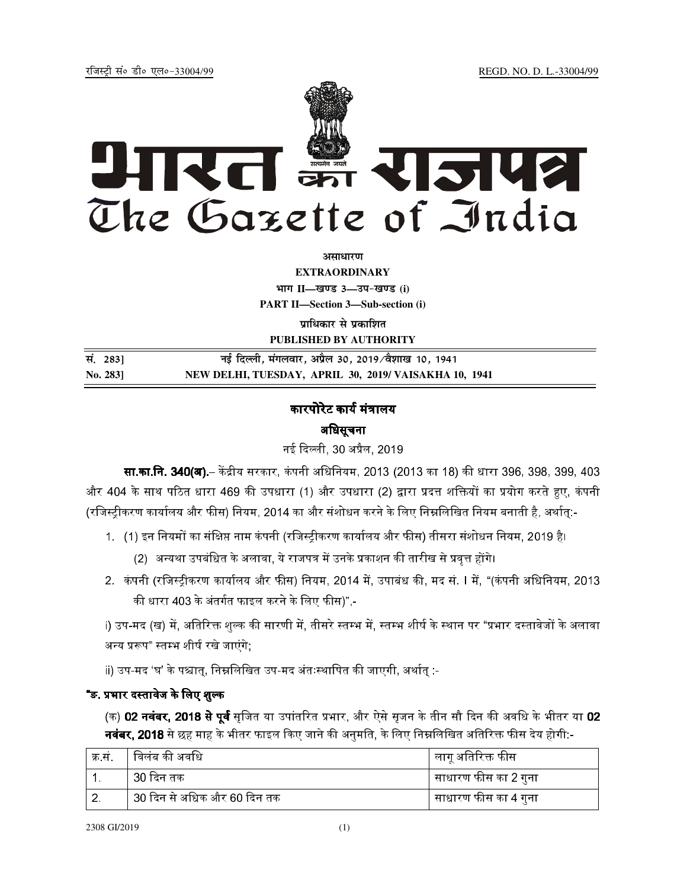रजिस्ट्री सं० डी० एल०-33004/99 REGD. NO. D. L.-33004/99

# भारत का राजपत्र
# The Gazette of India

**असाधारण**

**EXTRAORDINARY**

**भाग II—खण्ड 3—उप-खण्ड (i)**

**PART II—Section 3—Sub-section (i)**

**प्राधिकार से प्रकाशित**

**PUBLISHED BY AUTHORITY**

| सं. 283] | नई दिल्ली, मंगलवार, अप्रैल 30, 2019/वैशाख 10, 1941 |
|---|---|
| No. 283] | NEW DELHI, TUESDAY, APRIL 30, 2019/ VAISAKHA 10, 1941 |

## कारपोरेट कार्य मंत्रालय

### अधिसूचना

नई दिल्ली, 30 अप्रैल, 2019

**सा.का.नि. 340(अ).**– केंद्रीय सरकार, कंपनी अधिनियम, 2013 (2013 का 18) की धारा 396, 398, 399, 403 और 404 के साथ पठित धारा 469 की उपधारा (1) और उपधारा (2) द्वारा प्रदत्त शक्तियों का प्रयोग करते हुए, कंपनी (रजिस्ट्रीकरण कार्यालय और फीस) नियम, 2014 का और संशोधन करने के लिए निम्नलिखित नियम बनाती है, अर्थात्:-

1. (1) इन नियमों का संक्षिप्त नाम कंपनी (रजिस्ट्रीकरण कार्यालय और फीस) तीसरा संशोधन नियम, 2019 है।

   (2) अन्यथा उपबंधित के अलावा, ये राजपत्र में उनके प्रकाशन की तारीख से प्रवृत्त होंगे।

2. कंपनी (रजिस्ट्रीकरण कार्यालय और फीस) नियम, 2014 में, उपाबंध की, मद सं. I में, "(कंपनी अधिनियम, 2013 की धारा 403 के अंतर्गत फाइल करने के लिए फीस)",-

i) उप-मद (ख) में, अतिरिक्त शुल्क की सारणी में, तीसरे स्तम्भ में, स्तम्भ शीर्ष के स्थान पर "प्रभार दस्तावेजों के अलावा अन्य प्ररूप" स्तम्भ शीर्ष रखे जाएंगे;

ii) उप-मद 'घ' के पश्चात्, निम्नलिखित उप-मद अंतःस्थापित की जाएगी, अर्थात् :-

**"ङ. प्रभार दस्तावेज के लिए शुल्क**

(क) **02 नवंबर, 2018 से पूर्व** सृजित या उपांतरित प्रभार, और ऐसे सृजन के तीन सौ दिन की अवधि के भीतर या **02 नवंबर, 2018** से छह माह के भीतर फाइल किए जाने की अनुमति, के लिए निम्नलिखित अतिरिक्त फीस देय होगी:-

| क्र.सं. | विलंब की अवधि | लागू अतिरिक्त फीस |
|---|---|---|
| 1. | 30 दिन तक | साधारण फीस का 2 गुना |
| 2. | 30 दिन से अधिक और 60 दिन तक | साधारण फीस का 4 गुना |

2308 GI/2019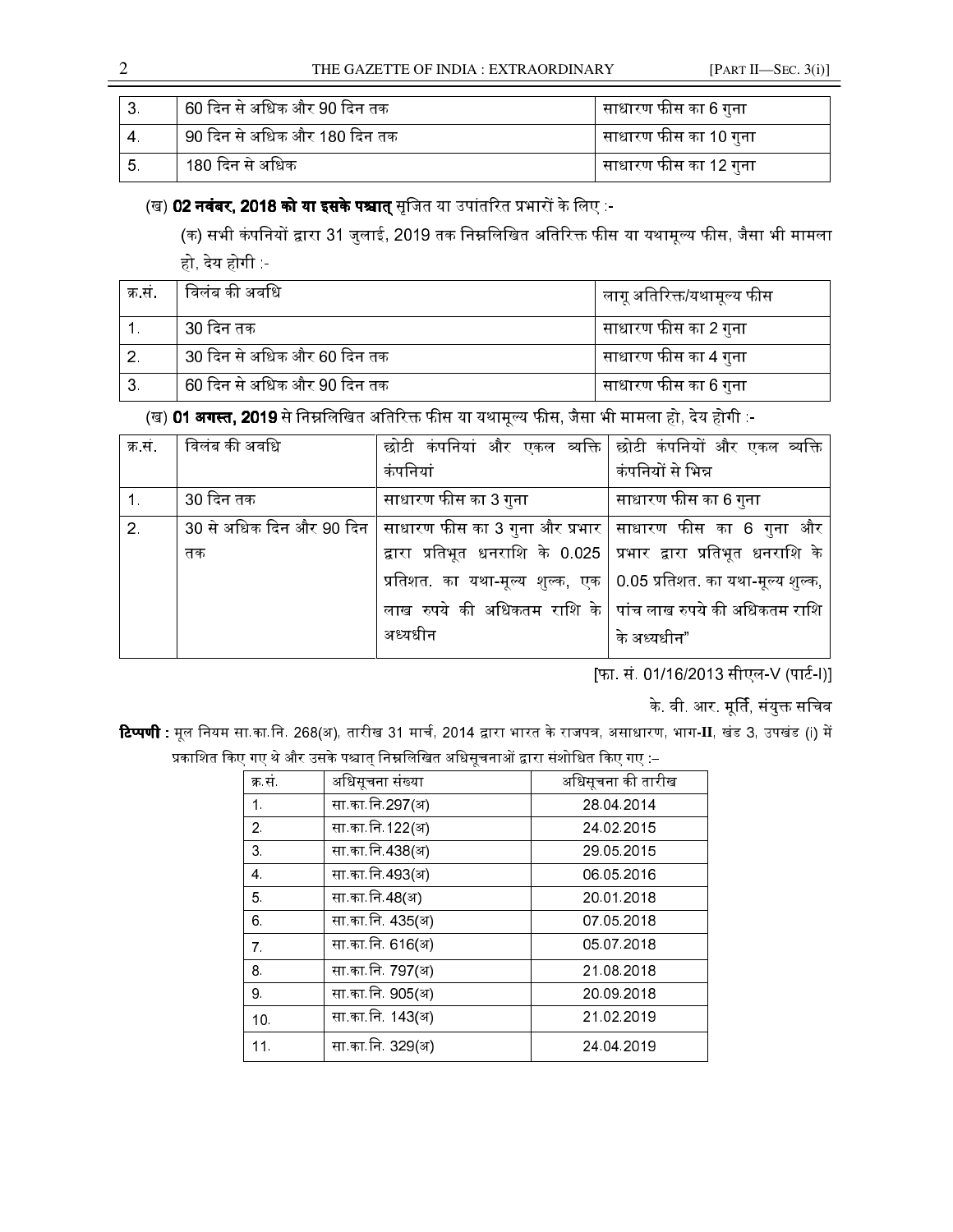| 3. | 60 दिन से अधिक और 90 दिन तक | साधारण फीस का 6 गुना |
|---|---|---|
| 4. | 90 दिन से अधिक और 180 दिन तक | साधारण फीस का 10 गुना |
| 5. | 180 दिन से अधिक | साधारण फीस का 12 गुना |

(ख) **02 नवंबर, 2018 को या इसके पश्चात्** सृजित या उपांतरित प्रभारों के लिए :-

(क) सभी कंपनियों द्वारा 31 जुलाई, 2019 तक निम्नलिखित अतिरिक्त फीस या यथामूल्य फीस, जैसा भी मामला हो, देय होगी :-

| क्र.सं. | विलंब की अवधि | लागू अतिरिक्त/यथामूल्य फीस |
|---|---|---|
| 1. | 30 दिन तक | साधारण फीस का 2 गुना |
| 2. | 30 दिन से अधिक और 60 दिन तक | साधारण फीस का 4 गुना |
| 3. | 60 दिन से अधिक और 90 दिन तक | साधारण फीस का 6 गुना |

(ख) **01 अगस्त, 2019** से निम्नलिखित अतिरिक्त फीस या यथामूल्य फीस, जैसा भी मामला हो, देय होगी :-

| क्र.सं. | विलंब की अवधि | छोटी कंपनियां और एकल व्यक्ति कंपनियां | छोटी कंपनियों और एकल व्यक्ति कंपनियों से भिन्न |
|---|---|---|---|
| 1. | 30 दिन तक | साधारण फीस का 3 गुना | साधारण फीस का 6 गुना |
| 2. | 30 से अधिक दिन और 90 दिन तक | साधारण फीस का 3 गुना और प्रभार द्वारा प्रतिभूत धनराशि के 0.025 प्रतिशत. का यथा-मूल्य शुल्क, एक लाख रुपये की अधिकतम राशि के अध्यधीन | साधारण फीस का 6 गुना और प्रभार द्वारा प्रतिभूत धनराशि के 0.05 प्रतिशत. का यथा-मूल्य शुल्क, पांच लाख रुपये की अधिकतम राशि के अध्यधीन" |

[फा. सं. 01/16/2013 सीएल-V (पार्ट-I)]

के. वी. आर. मूर्ति, संयुक्त सचिव

**टिप्पणी :** मूल नियम सा.का.नि. 268(अ), तारीख 31 मार्च, 2014 द्वारा भारत के राजपत्र, असाधारण, भाग-**II**, खंड 3, उपखंड (i) में प्रकाशित किए गए थे और उसके पश्चात् निम्नलिखित अधिसूचनाओं द्वारा संशोधित किए गए :–

| क्र.सं. | अधिसूचना संख्या | अधिसूचना की तारीख |
|---|---|---|
| 1. | सा.का.नि.297(अ) | 28.04.2014 |
| 2. | सा.का.नि.122(अ) | 24.02.2015 |
| 3. | सा.का.नि.438(अ) | 29.05.2015 |
| 4. | सा.का.नि.493(अ) | 06.05.2016 |
| 5. | सा.का.नि.48(अ) | 20.01.2018 |
| 6. | सा.का.नि. 435(अ) | 07.05.2018 |
| 7. | सा.का.नि. 616(अ) | 05.07.2018 |
| 8. | सा.का.नि. 797(अ) | 21.08.2018 |
| 9. | सा.का.नि. 905(अ) | 20.09.2018 |
| 10. | सा.का.नि. 143(अ) | 21.02.2019 |
| 11. | सा.का.नि. 329(अ) | 24.04.2019 |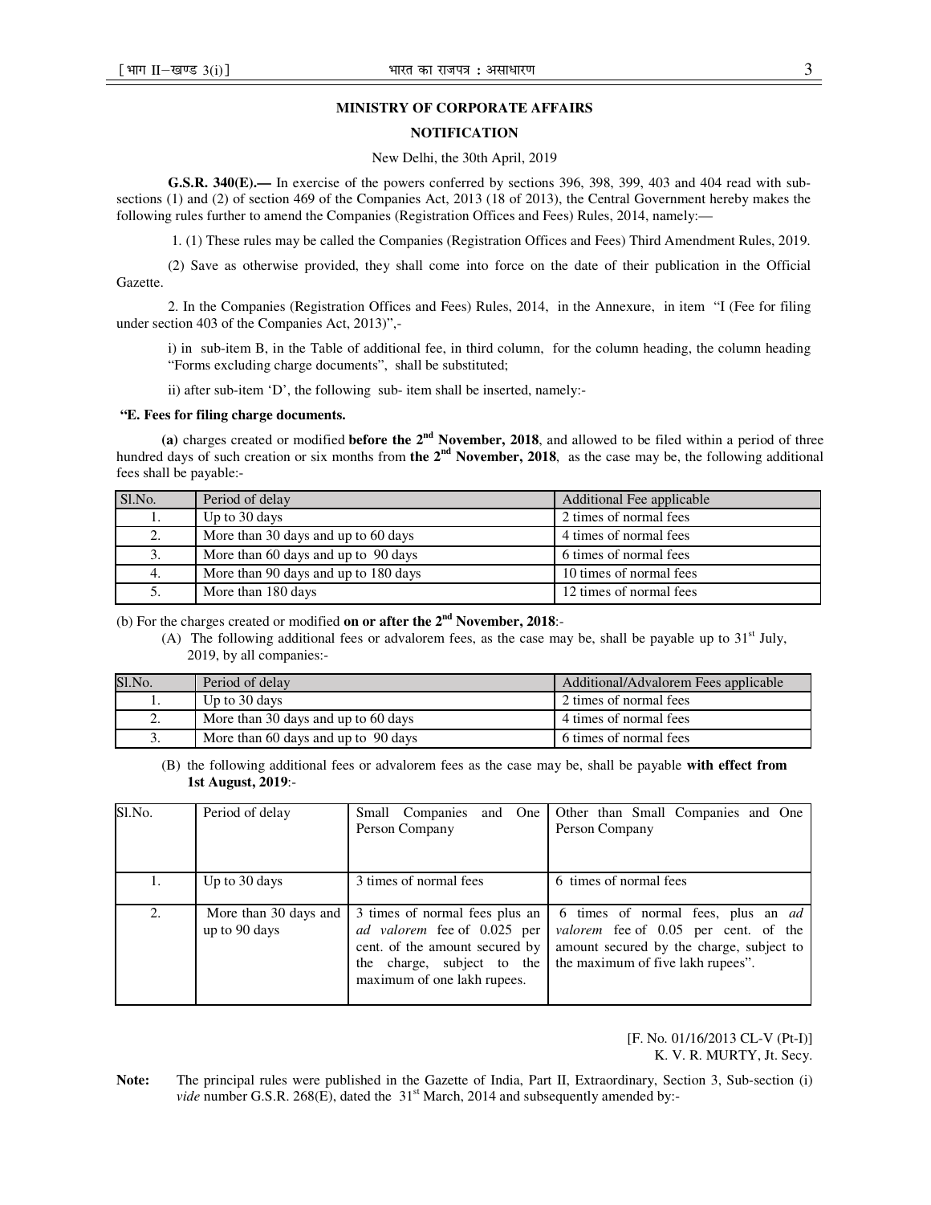**MINISTRY OF CORPORATE AFFAIRS**

**NOTIFICATION**

New Delhi, the 30th April, 2019

**G.S.R. 340(E).—** In exercise of the powers conferred by sections 396, 398, 399, 403 and 404 read with sub-sections (1) and (2) of section 469 of the Companies Act, 2013 (18 of 2013), the Central Government hereby makes the following rules further to amend the Companies (Registration Offices and Fees) Rules, 2014, namely:—

1. (1) These rules may be called the Companies (Registration Offices and Fees) Third Amendment Rules, 2019.

(2) Save as otherwise provided, they shall come into force on the date of their publication in the Official Gazette.

2. In the Companies (Registration Offices and Fees) Rules, 2014, in the Annexure, in item "I (Fee for filing under section 403 of the Companies Act, 2013)",-

i) in sub-item B, in the Table of additional fee, in third column, for the column heading, the column heading "Forms excluding charge documents", shall be substituted;

ii) after sub-item 'D', the following sub- item shall be inserted, namely:-

**"E. Fees for filing charge documents.**

**(a)** charges created or modified **before the 2nd November, 2018**, and allowed to be filed within a period of three hundred days of such creation or six months from **the 2nd November, 2018**, as the case may be, the following additional fees shall be payable:-

| Sl.No. | Period of delay | Additional Fee applicable |
|---|---|---|
| 1. | Up to 30 days | 2 times of normal fees |
| 2. | More than 30 days and up to 60 days | 4 times of normal fees |
| 3. | More than 60 days and up to 90 days | 6 times of normal fees |
| 4. | More than 90 days and up to 180 days | 10 times of normal fees |
| 5. | More than 180 days | 12 times of normal fees |

(b) For the charges created or modified **on or after the 2nd November, 2018**:-

(A) The following additional fees or advalorem fees, as the case may be, shall be payable up to 31st July, 2019, by all companies:-

| Sl.No. | Period of delay | Additional/Advalorem Fees applicable |
|---|---|---|
| 1. | Up to 30 days | 2 times of normal fees |
| 2. | More than 30 days and up to 60 days | 4 times of normal fees |
| 3. | More than 60 days and up to 90 days | 6 times of normal fees |

(B) the following additional fees or advalorem fees as the case may be, shall be payable **with effect from 1st August, 2019**:-

| Sl.No. | Period of delay | Small Companies and One Person Company | Other than Small Companies and One Person Company |
|---|---|---|---|
| 1. | Up to 30 days | 3 times of normal fees | 6 times of normal fees |
| 2. | More than 30 days and up to 90 days | 3 times of normal fees plus an *ad valorem* fee of 0.025 per cent. of the amount secured by the charge, subject to the maximum of one lakh rupees. | 6 times of normal fees, plus an *ad valorem* fee of 0.05 per cent. of the amount secured by the charge, subject to the maximum of five lakh rupees". |

[F. No. 01/16/2013 CL-V (Pt-I)]
K. V. R. MURTY, Jt. Secy.

**Note:** The principal rules were published in the Gazette of India, Part II, Extraordinary, Section 3, Sub-section (i) *vide* number G.S.R. 268(E), dated the 31st March, 2014 and subsequently amended by:-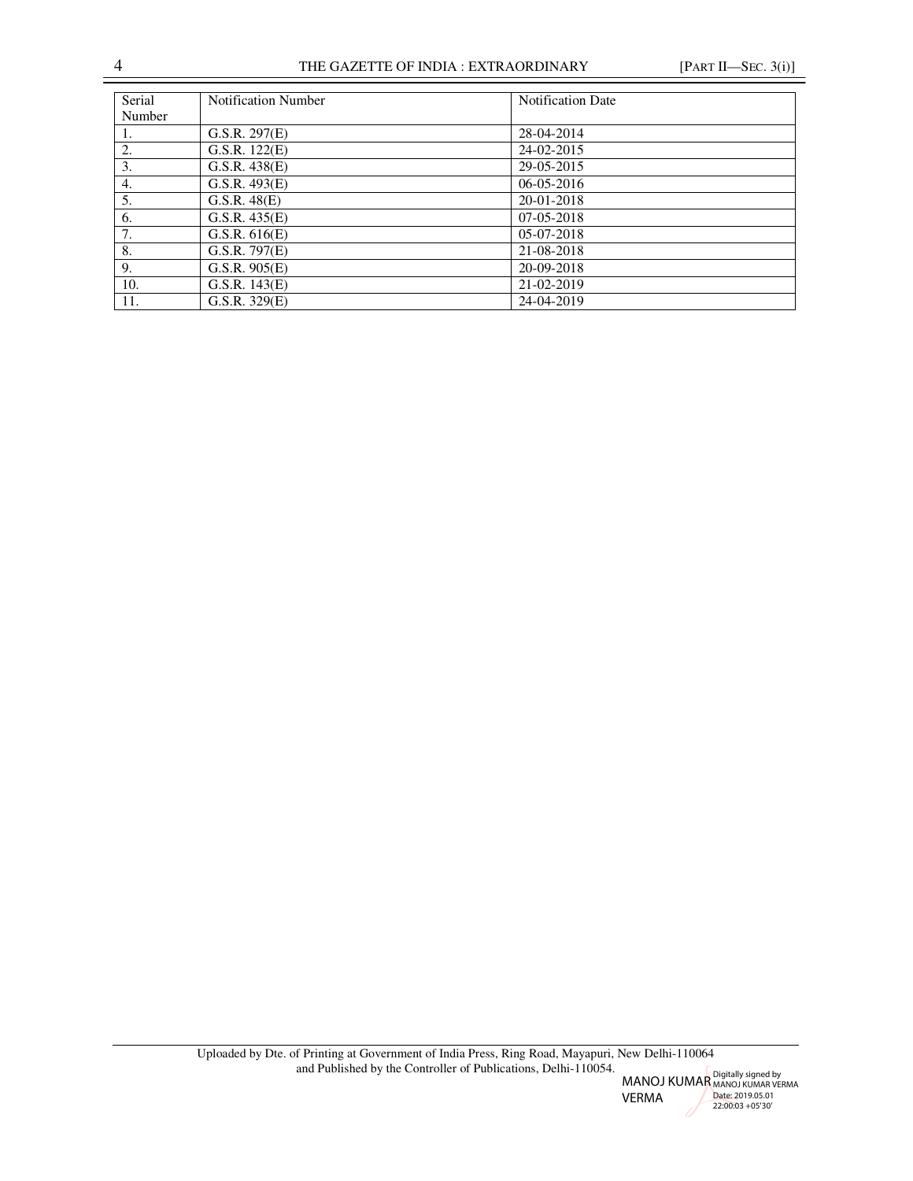| Serial Number | Notification Number | Notification Date |
|---|---|---|
| 1. | G.S.R. 297(E) | 28-04-2014 |
| 2. | G.S.R. 122(E) | 24-02-2015 |
| 3. | G.S.R. 438(E) | 29-05-2015 |
| 4. | G.S.R. 493(E) | 06-05-2016 |
| 5. | G.S.R. 48(E) | 20-01-2018 |
| 6. | G.S.R. 435(E) | 07-05-2018 |
| 7. | G.S.R. 616(E) | 05-07-2018 |
| 8. | G.S.R. 797(E) | 21-08-2018 |
| 9. | G.S.R. 905(E) | 20-09-2018 |
| 10. | G.S.R. 143(E) | 21-02-2019 |
| 11. | G.S.R. 329(E) | 24-04-2019 |

Uploaded by Dte. of Printing at Government of India Press, Ring Road, Mayapuri, New Delhi-110064 and Published by the Controller of Publications, Delhi-110054.

MANOJ KUMAR VERMA

Digitally signed by MANOJ KUMAR VERMA
Date: 2019.05.01 22:00:03 +05'30'